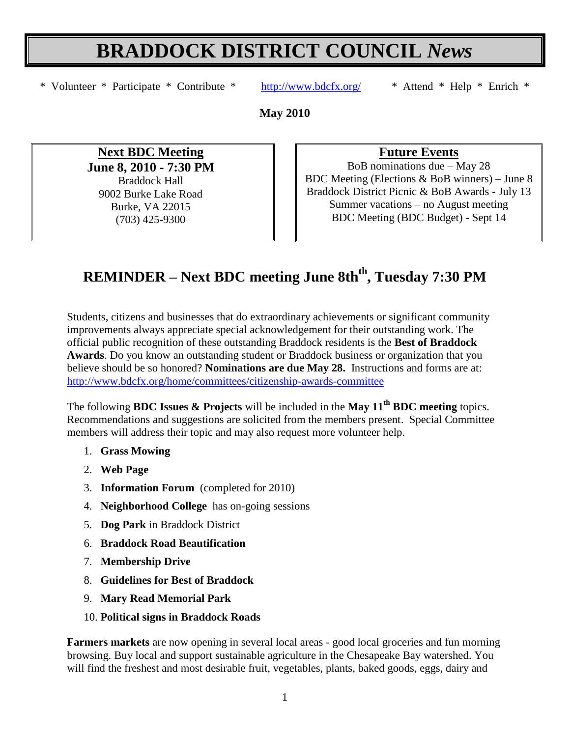# BRADDOCK DISTRICT COUNCIL *News*

\* Volunteer \* Participate \* Contribute \* http://www.bdcfx.org/ \* Attend \* Help \* Enrich \*

**May 2010**

**Next BDC Meeting**
**June 8, 2010 - 7:30 PM**
Braddock Hall
9002 Burke Lake Road
Burke, VA 22015
(703) 425-9300

**Future Events**
BoB nominations due – May 28
BDC Meeting (Elections & BoB winners) – June 8
Braddock District Picnic & BoB Awards - July 13
Summer vacations – no August meeting
BDC Meeting (BDC Budget) - Sept 14

## REMINDER – Next BDC meeting June 8th, Tuesday 7:30 PM

Students, citizens and businesses that do extraordinary achievements or significant community improvements always appreciate special acknowledgement for their outstanding work. The official public recognition of these outstanding Braddock residents is the **Best of Braddock Awards**. Do you know an outstanding student or Braddock business or organization that you believe should be so honored? **Nominations are due May 28.** Instructions and forms are at: http://www.bdcfx.org/home/committees/citizenship-awards-committee

The following **BDC Issues & Projects** will be included in the **May 11th BDC meeting** topics. Recommendations and suggestions are solicited from the members present. Special Committee members will address their topic and may also request more volunteer help.

1. **Grass Mowing**
2. **Web Page**
3. **Information Forum** (completed for 2010)
4. **Neighborhood College** has on-going sessions
5. **Dog Park** in Braddock District
6. **Braddock Road Beautification**
7. **Membership Drive**
8. **Guidelines for Best of Braddock**
9. **Mary Read Memorial Park**
10. **Political signs in Braddock Roads**

**Farmers markets** are now opening in several local areas - good local groceries and fun morning browsing. Buy local and support sustainable agriculture in the Chesapeake Bay watershed. You will find the freshest and most desirable fruit, vegetables, plants, baked goods, eggs, dairy and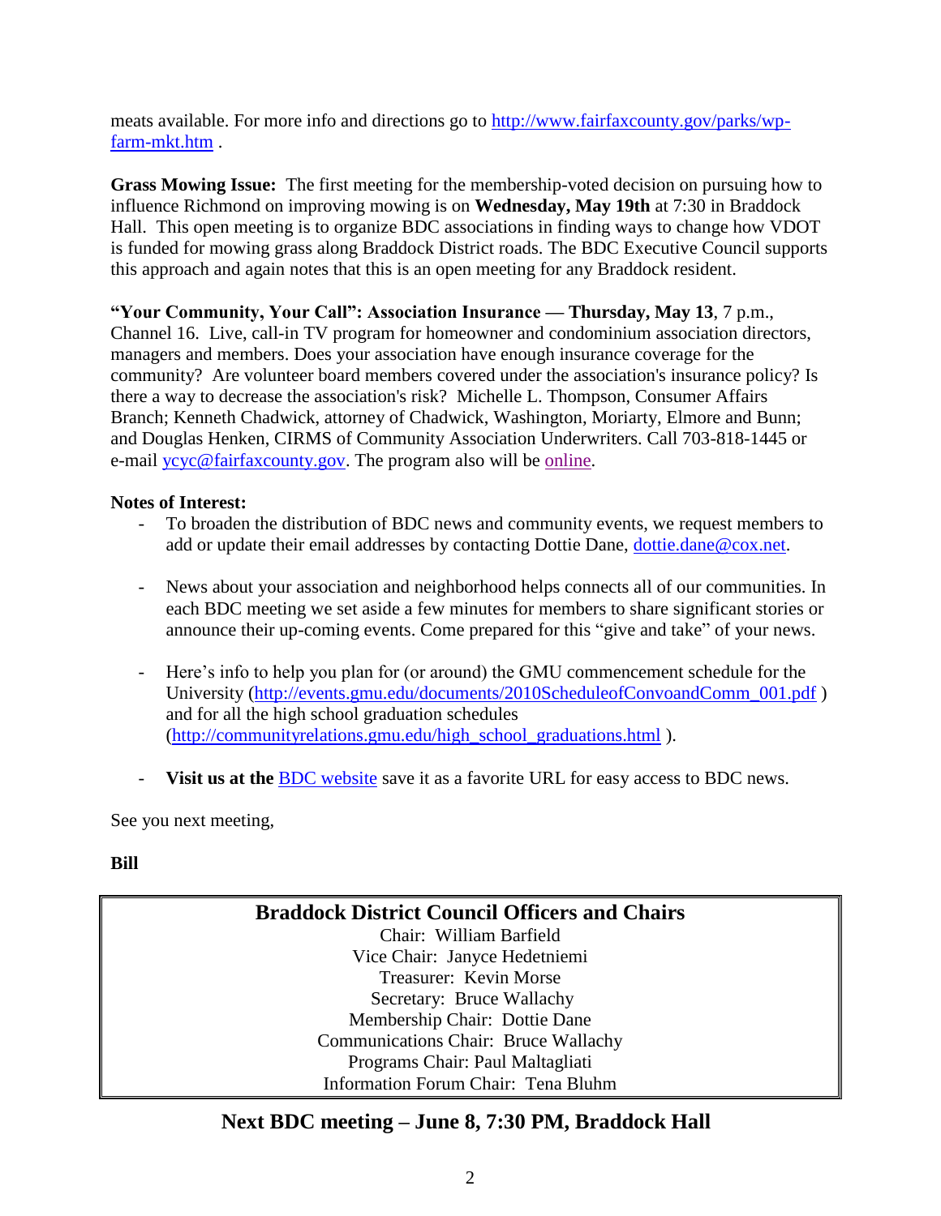meats available. For more info and directions go to [http://www.fairfaxcounty.gov/parks/wp-farm-mkt.htm](http://www.fairfaxcounty.gov/parks/wp-farm-mkt.htm) .

**Grass Mowing Issue:** The first meeting for the membership-voted decision on pursuing how to influence Richmond on improving mowing is on **Wednesday, May 19th** at 7:30 in Braddock Hall. This open meeting is to organize BDC associations in finding ways to change how VDOT is funded for mowing grass along Braddock District roads. The BDC Executive Council supports this approach and again notes that this is an open meeting for any Braddock resident.

**"Your Community, Your Call": Association Insurance — Thursday, May 13**, 7 p.m., Channel 16. Live, call-in TV program for homeowner and condominium association directors, managers and members. Does your association have enough insurance coverage for the community? Are volunteer board members covered under the association's insurance policy? Is there a way to decrease the association's risk? Michelle L. Thompson, Consumer Affairs Branch; Kenneth Chadwick, attorney of Chadwick, Washington, Moriarty, Elmore and Bunn; and Douglas Henken, CIRMS of Community Association Underwriters. Call 703-818-1445 or e-mail [ycyc@fairfaxcounty.gov](mailto:ycyc@fairfaxcounty.gov). The program also will be online.

**Notes of Interest:**

- To broaden the distribution of BDC news and community events, we request members to add or update their email addresses by contacting Dottie Dane, [dottie.dane@cox.net](mailto:dottie.dane@cox.net).

- News about your association and neighborhood helps connects all of our communities. In each BDC meeting we set aside a few minutes for members to share significant stories or announce their up-coming events. Come prepared for this "give and take" of your news.

- Here's info to help you plan for (or around) the GMU commencement schedule for the University ([http://events.gmu.edu/documents/2010ScheduleofConvoandComm_001.pdf](http://events.gmu.edu/documents/2010ScheduleofConvoandComm_001.pdf) ) and for all the high school graduation schedules ([http://communityrelations.gmu.edu/high_school_graduations.html](http://communityrelations.gmu.edu/high_school_graduations.html) ).

- **Visit us at the** BDC website save it as a favorite URL for easy access to BDC news.

See you next meeting,

**Bill**

## Braddock District Council Officers and Chairs

Chair: William Barfield
Vice Chair: Janyce Hedetniemi
Treasurer: Kevin Morse
Secretary: Bruce Wallachy
Membership Chair: Dottie Dane
Communications Chair: Bruce Wallachy
Programs Chair: Paul Maltagliati
Information Forum Chair: Tena Bluhm

## Next BDC meeting – June 8, 7:30 PM, Braddock Hall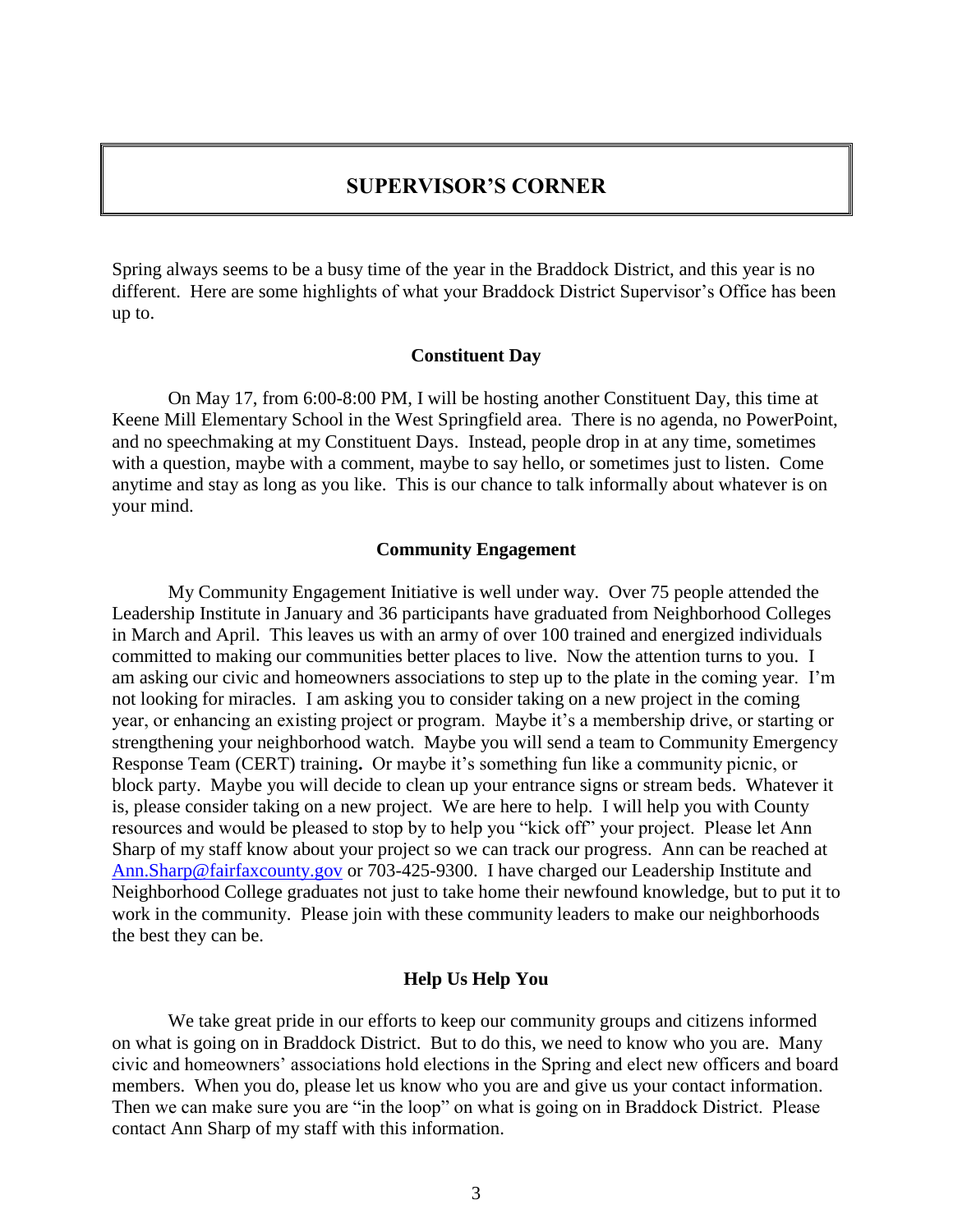# SUPERVISOR'S CORNER

Spring always seems to be a busy time of the year in the Braddock District, and this year is no different. Here are some highlights of what your Braddock District Supervisor's Office has been up to.

## Constituent Day

On May 17, from 6:00-8:00 PM, I will be hosting another Constituent Day, this time at Keene Mill Elementary School in the West Springfield area. There is no agenda, no PowerPoint, and no speechmaking at my Constituent Days. Instead, people drop in at any time, sometimes with a question, maybe with a comment, maybe to say hello, or sometimes just to listen. Come anytime and stay as long as you like. This is our chance to talk informally about whatever is on your mind.

## Community Engagement

My Community Engagement Initiative is well under way. Over 75 people attended the Leadership Institute in January and 36 participants have graduated from Neighborhood Colleges in March and April. This leaves us with an army of over 100 trained and energized individuals committed to making our communities better places to live. Now the attention turns to you. I am asking our civic and homeowners associations to step up to the plate in the coming year. I'm not looking for miracles. I am asking you to consider taking on a new project in the coming year, or enhancing an existing project or program. Maybe it's a membership drive, or starting or strengthening your neighborhood watch. Maybe you will send a team to Community Emergency Response Team (CERT) training**.** Or maybe it's something fun like a community picnic, or block party. Maybe you will decide to clean up your entrance signs or stream beds. Whatever it is, please consider taking on a new project. We are here to help. I will help you with County resources and would be pleased to stop by to help you "kick off" your project. Please let Ann Sharp of my staff know about your project so we can track our progress. Ann can be reached at Ann.Sharp@fairfaxcounty.gov or 703-425-9300. I have charged our Leadership Institute and Neighborhood College graduates not just to take home their newfound knowledge, but to put it to work in the community. Please join with these community leaders to make our neighborhoods the best they can be.

## Help Us Help You

We take great pride in our efforts to keep our community groups and citizens informed on what is going on in Braddock District. But to do this, we need to know who you are. Many civic and homeowners' associations hold elections in the Spring and elect new officers and board members. When you do, please let us know who you are and give us your contact information. Then we can make sure you are "in the loop" on what is going on in Braddock District. Please contact Ann Sharp of my staff with this information.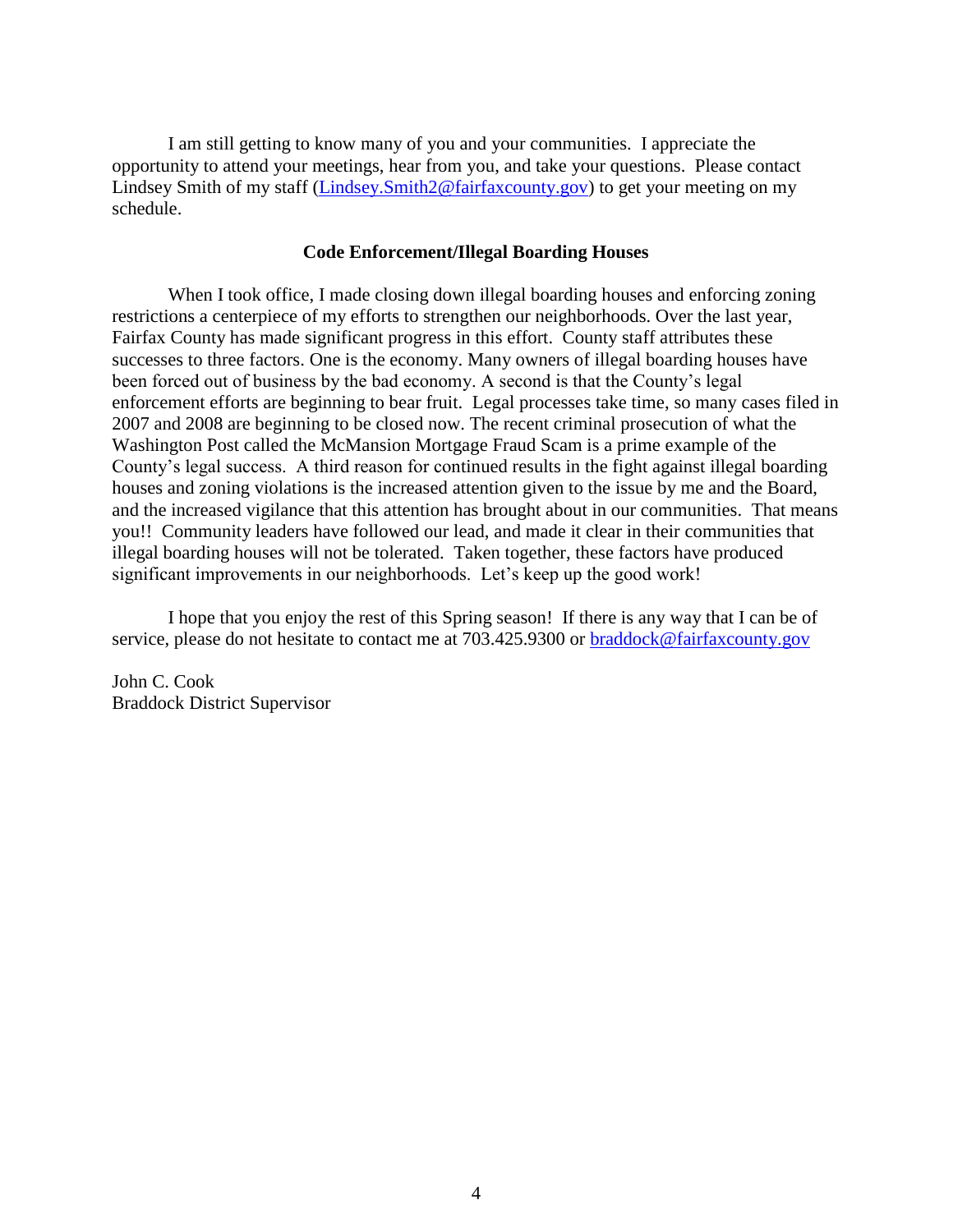I am still getting to know many of you and your communities. I appreciate the opportunity to attend your meetings, hear from you, and take your questions. Please contact Lindsey Smith of my staff (Lindsey.Smith2@fairfaxcounty.gov) to get your meeting on my schedule.

**Code Enforcement/Illegal Boarding Houses**

When I took office, I made closing down illegal boarding houses and enforcing zoning restrictions a centerpiece of my efforts to strengthen our neighborhoods. Over the last year, Fairfax County has made significant progress in this effort. County staff attributes these successes to three factors. One is the economy. Many owners of illegal boarding houses have been forced out of business by the bad economy. A second is that the County's legal enforcement efforts are beginning to bear fruit. Legal processes take time, so many cases filed in 2007 and 2008 are beginning to be closed now. The recent criminal prosecution of what the Washington Post called the McMansion Mortgage Fraud Scam is a prime example of the County's legal success. A third reason for continued results in the fight against illegal boarding houses and zoning violations is the increased attention given to the issue by me and the Board, and the increased vigilance that this attention has brought about in our communities. That means you!! Community leaders have followed our lead, and made it clear in their communities that illegal boarding houses will not be tolerated. Taken together, these factors have produced significant improvements in our neighborhoods. Let's keep up the good work!

I hope that you enjoy the rest of this Spring season! If there is any way that I can be of service, please do not hesitate to contact me at 703.425.9300 or braddock@fairfaxcounty.gov

John C. Cook
Braddock District Supervisor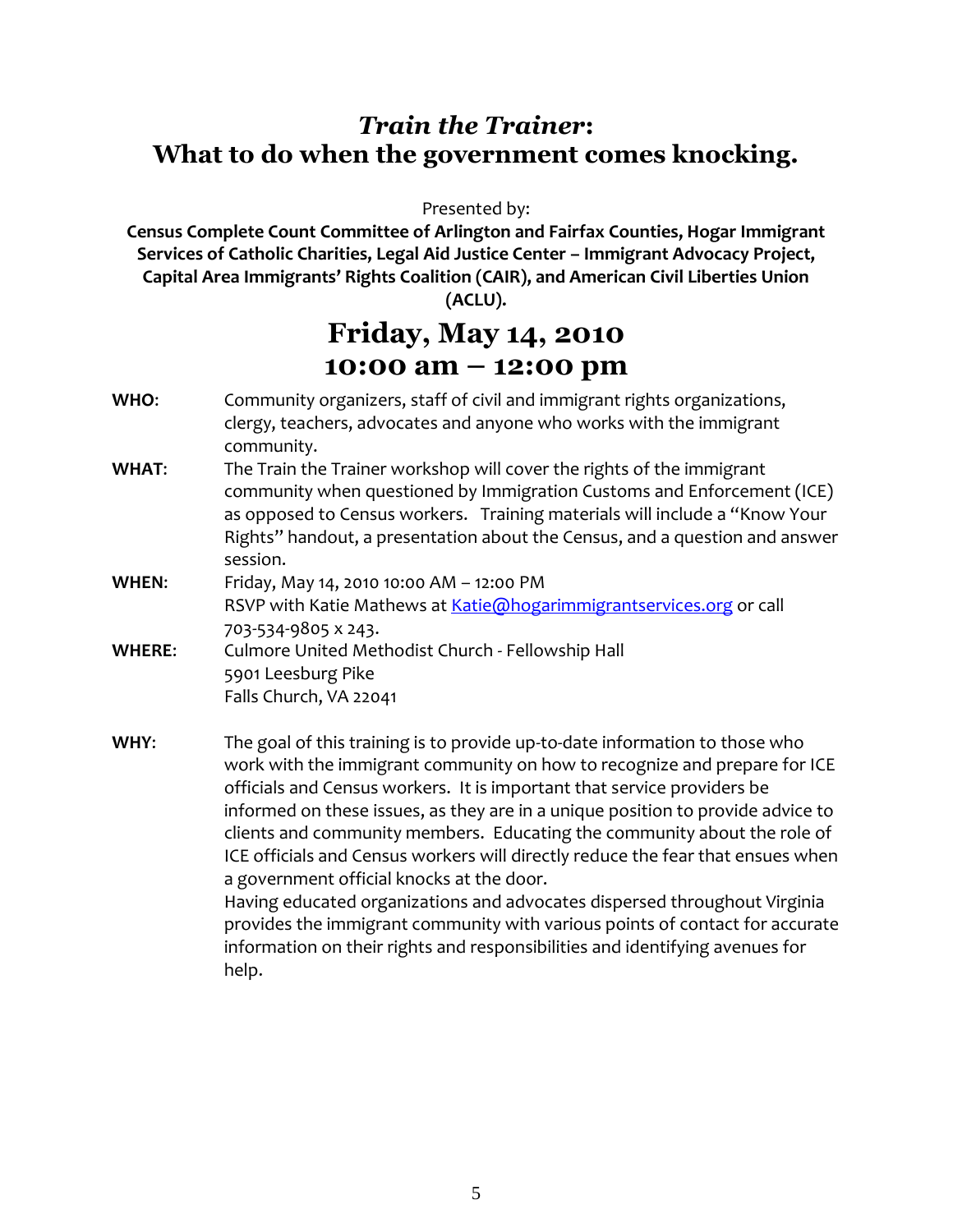# *Train the Trainer*: What to do when the government comes knocking.

Presented by:

**Census Complete Count Committee of Arlington and Fairfax Counties, Hogar Immigrant Services of Catholic Charities, Legal Aid Justice Center – Immigrant Advocacy Project, Capital Area Immigrants' Rights Coalition (CAIR), and American Civil Liberties Union (ACLU).**

## Friday, May 14, 2010
## 10:00 am – 12:00 pm

**WHO**: Community organizers, staff of civil and immigrant rights organizations, clergy, teachers, advocates and anyone who works with the immigrant community.

**WHAT**: The Train the Trainer workshop will cover the rights of the immigrant community when questioned by Immigration Customs and Enforcement (ICE) as opposed to Census workers. Training materials will include a "Know Your Rights" handout, a presentation about the Census, and a question and answer session.

**WHEN**: Friday, May 14, 2010 10:00 AM – 12:00 PM
RSVP with Katie Mathews at Katie@hogarimmigrantservices.org or call 703-534-9805 x 243.

**WHERE**: Culmore United Methodist Church - Fellowship Hall
5901 Leesburg Pike
Falls Church, VA 22041

**WHY**: The goal of this training is to provide up-to-date information to those who work with the immigrant community on how to recognize and prepare for ICE officials and Census workers. It is important that service providers be informed on these issues, as they are in a unique position to provide advice to clients and community members. Educating the community about the role of ICE officials and Census workers will directly reduce the fear that ensues when a government official knocks at the door.
Having educated organizations and advocates dispersed throughout Virginia provides the immigrant community with various points of contact for accurate information on their rights and responsibilities and identifying avenues for help.